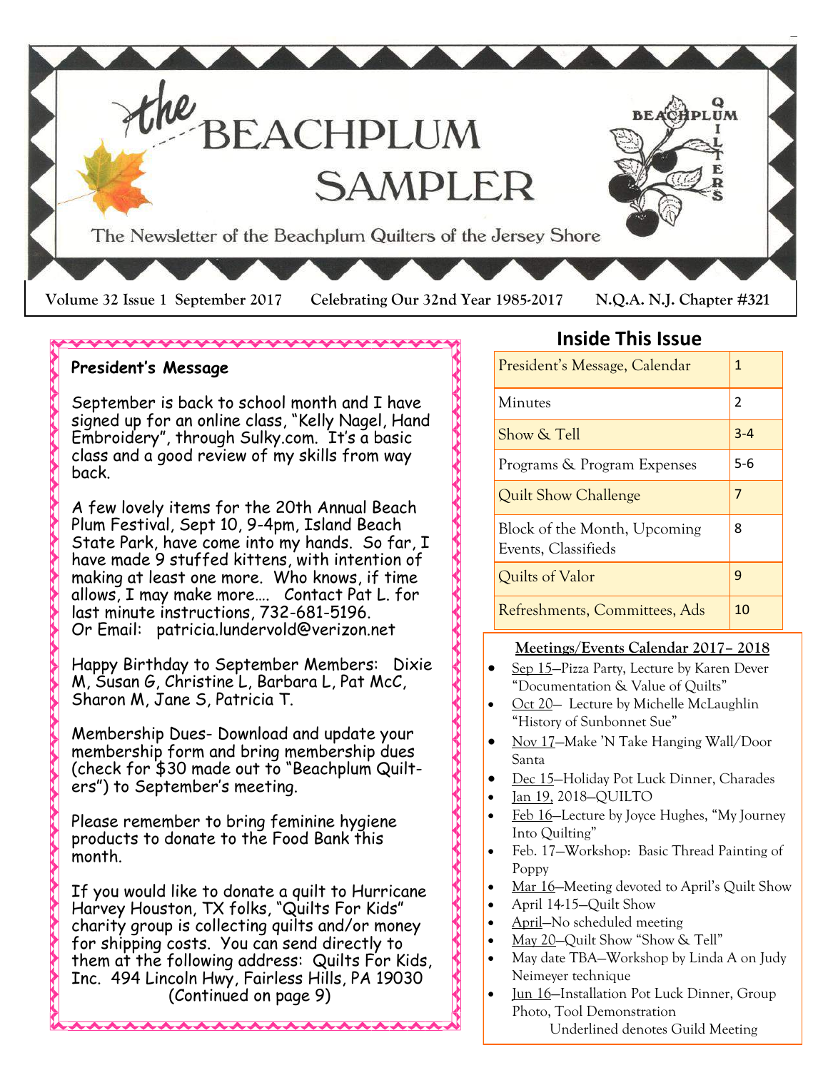# the BEACHPLUM SAMPLER

The Newsletter of the Beachplum Quilters of the Jersey Shore

**Volume 32 Issue 1 September 2017 Celebrating Our 32nd Year 1985-2017 N.Q.A. N.J. Chapter #321**

## President's Message

September is back to school month and I have signed up for an online class, "Kelly Nagel, Hand Embroidery", through Sulky.com. It's a basic class and a good review of my skills from way back.

A few lovely items for the 20th Annual Beach Plum Festival, Sept 10, 9-4pm, Island Beach State Park, have come into my hands. So far, I have made 9 stuffed kittens, with intention of making at least one more. Who knows, if time allows, I may make more…. Contact Pat L. for last minute instructions, 732-681-5196. Or Email: patricia.lundervold@verizon.net

Happy Birthday to September Members: Dixie M, Susan G, Christine L, Barbara L, Pat McC, Sharon M, Jane S, Patricia T.

Membership Dues- Download and update your membership form and bring membership dues (check for $30 made out to "Beachplum Quilters") to September's meeting.

Please remember to bring feminine hygiene products to donate to the Food Bank this month.

If you would like to donate a quilt to Hurricane Harvey Houston, TX folks, "Quilts For Kids" charity group is collecting quilts and/or money for shipping costs. You can send directly to them at the following address: Quilts For Kids, Inc. 494 Lincoln Hwy, Fairless Hills, PA 19030

(Continued on page 9)

## Inside This Issue

| | |
|---|---|
| President's Message, Calendar | 1 |
| Minutes | 2 |
| Show & Tell | 3-4 |
| Programs & Program Expenses | 5-6 |
| Quilt Show Challenge | 7 |
| Block of the Month, Upcoming Events, Classifieds | 8 |
| Quilts of Valor | 9 |
| Refreshments, Committees, Ads | 10 |

### Meetings/Events Calendar 2017– 2018

- Sep 15—Pizza Party, Lecture by Karen Dever "Documentation & Value of Quilts"
- Oct 20— Lecture by Michelle McLaughlin "History of Sunbonnet Sue"
- Nov 17—Make 'N Take Hanging Wall/Door Santa
- Dec 15—Holiday Pot Luck Dinner, Charades
- Jan 19, 2018—QUILTO
- Feb 16—Lecture by Joyce Hughes, "My Journey Into Quilting"
- Feb. 17—Workshop: Basic Thread Painting of Poppy
- Mar 16—Meeting devoted to April's Quilt Show
- April 14-15—Quilt Show
- April—No scheduled meeting
- May 20—Quilt Show "Show & Tell"
- May date TBA—Workshop by Linda A on Judy Neimeyer technique
- Jun 16—Installation Pot Luck Dinner, Group Photo, Tool Demonstration

Underlined denotes Guild Meeting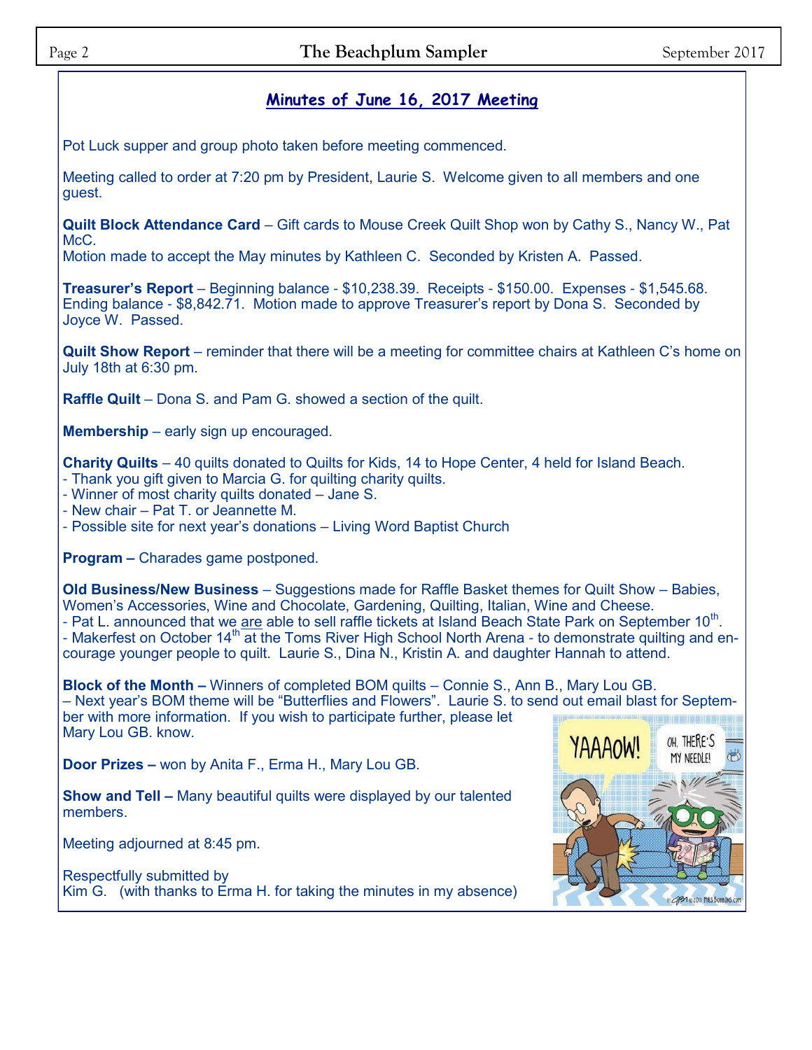## Minutes of June 16, 2017 Meeting

Pot Luck supper and group photo taken before meeting commenced.

Meeting called to order at 7:20 pm by President, Laurie S. Welcome given to all members and one guest.

**Quilt Block Attendance Card** – Gift cards to Mouse Creek Quilt Shop won by Cathy S., Nancy W., Pat McC.
Motion made to accept the May minutes by Kathleen C. Seconded by Kristen A. Passed.

**Treasurer's Report** – Beginning balance - $10,238.39. Receipts - $150.00. Expenses - $1,545.68. Ending balance - $8,842.71. Motion made to approve Treasurer's report by Dona S. Seconded by Joyce W. Passed.

**Quilt Show Report** – reminder that there will be a meeting for committee chairs at Kathleen C's home on July 18th at 6:30 pm.

**Raffle Quilt** – Dona S. and Pam G. showed a section of the quilt.

**Membership** – early sign up encouraged.

**Charity Quilts** – 40 quilts donated to Quilts for Kids, 14 to Hope Center, 4 held for Island Beach.
- Thank you gift given to Marcia G. for quilting charity quilts.
- Winner of most charity quilts donated – Jane S.
- New chair – Pat T. or Jeannette M.
- Possible site for next year's donations – Living Word Baptist Church

**Program –** Charades game postponed.

**Old Business/New Business** – Suggestions made for Raffle Basket themes for Quilt Show – Babies, Women's Accessories, Wine and Chocolate, Gardening, Quilting, Italian, Wine and Cheese.
- Pat L. announced that we are able to sell raffle tickets at Island Beach State Park on September 10th.
- Makerfest on October 14th at the Toms River High School North Arena - to demonstrate quilting and encourage younger people to quilt. Laurie S., Dina N., Kristin A. and daughter Hannah to attend.

**Block of the Month –** Winners of completed BOM quilts – Connie S., Ann B., Mary Lou GB.
– Next year's BOM theme will be "Butterflies and Flowers". Laurie S. to send out email blast for September with more information. If you wish to participate further, please let Mary Lou GB. know.

**Door Prizes –** won by Anita F., Erma H., Mary Lou GB.

**Show and Tell –** Many beautiful quilts were displayed by our talented members.

Meeting adjourned at 8:45 pm.

Respectfully submitted by
Kim G. (with thanks to Erma H. for taking the minutes in my absence)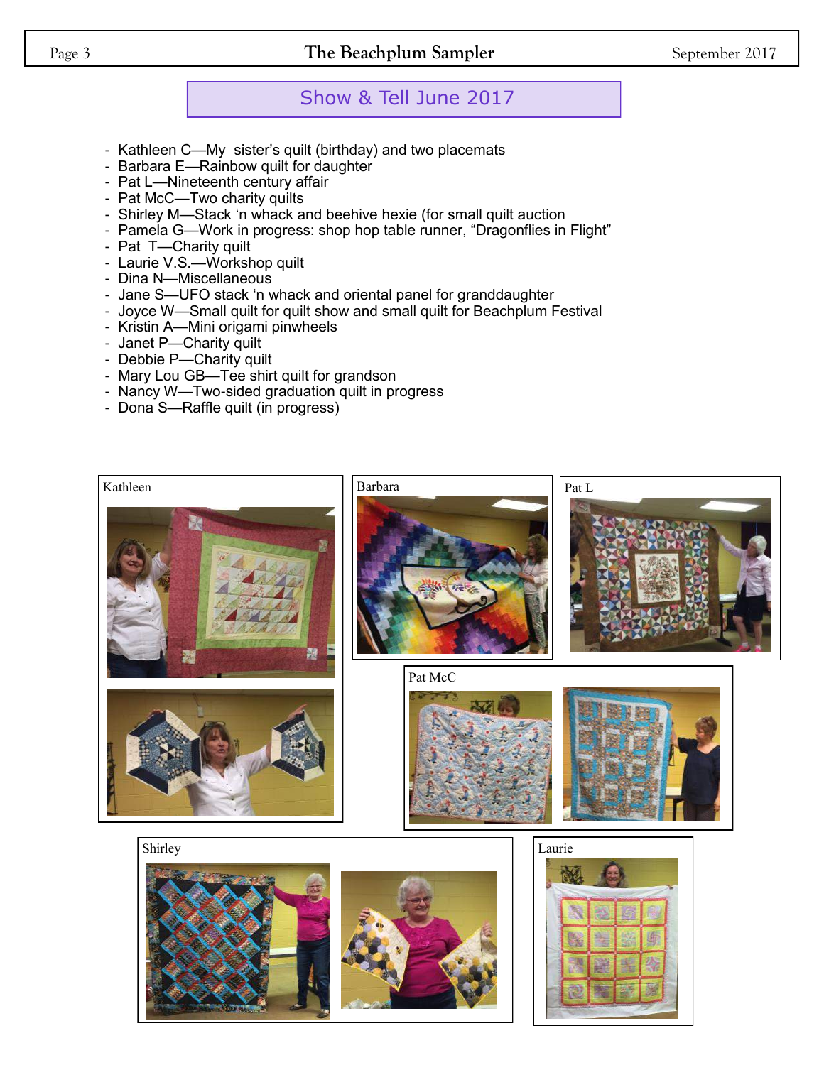## Show & Tell June 2017

- Kathleen C—My sister's quilt (birthday) and two placemats
- Barbara E—Rainbow quilt for daughter
- Pat L—Nineteenth century affair
- Pat McC—Two charity quilts
- Shirley M—Stack 'n whack and beehive hexie (for small quilt auction
- Pamela G—Work in progress: shop hop table runner, "Dragonflies in Flight"
- Pat T—Charity quilt
- Laurie V.S.—Workshop quilt
- Dina N—Miscellaneous
- Jane S—UFO stack 'n whack and oriental panel for granddaughter
- Joyce W—Small quilt for quilt show and small quilt for Beachplum Festival
- Kristin A—Mini origami pinwheels
- Janet P—Charity quilt
- Debbie P—Charity quilt
- Mary Lou GB—Tee shirt quilt for grandson
- Nancy W—Two-sided graduation quilt in progress
- Dona S—Raffle quilt (in progress)

Kathleen

Barbara

Pat L

Pat McC

Shirley

Laurie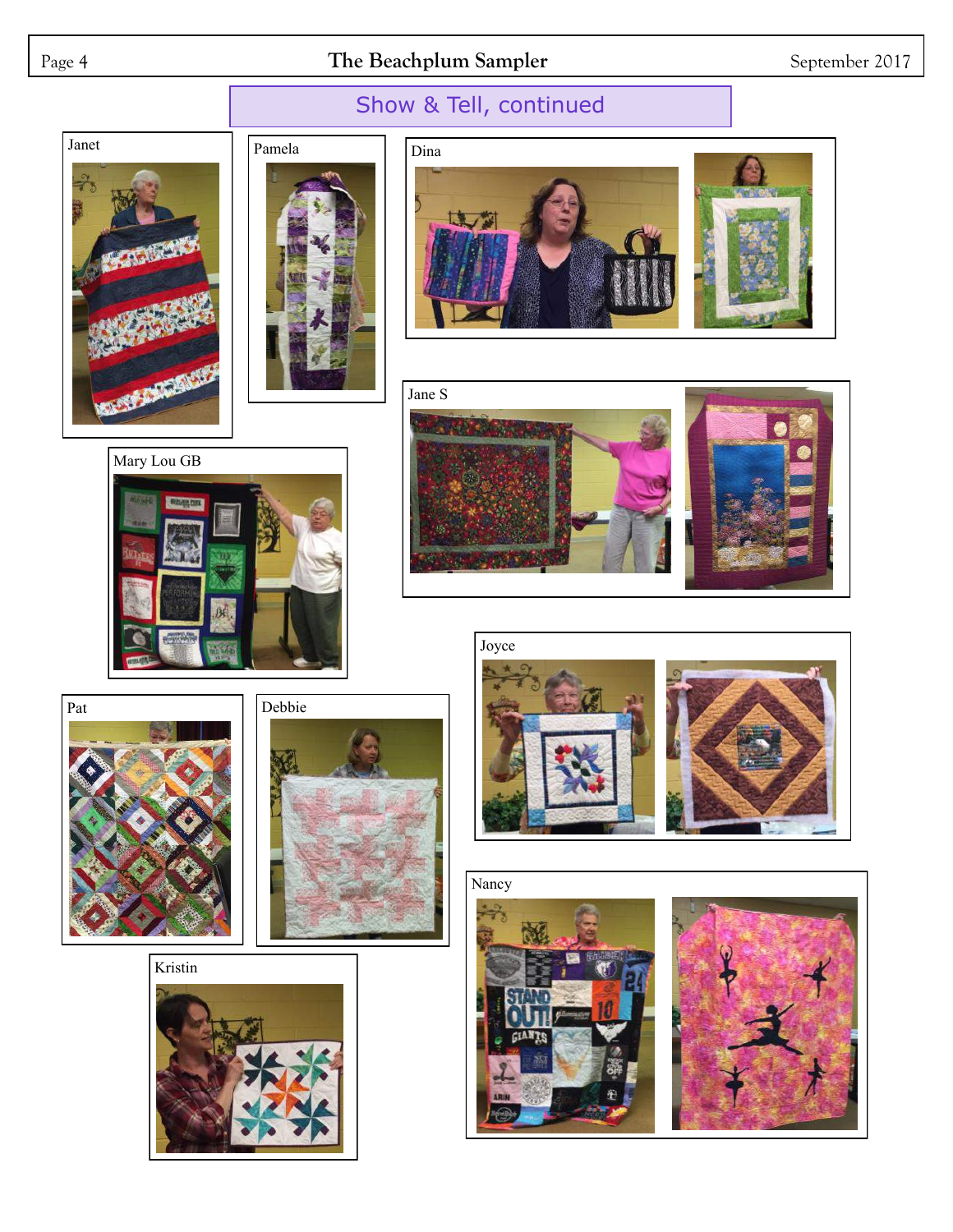## Show & Tell, continued

Janet

Pamela

Dina

Jane S

Mary Lou GB

Joyce

Pat

Debbie

Nancy

Kristin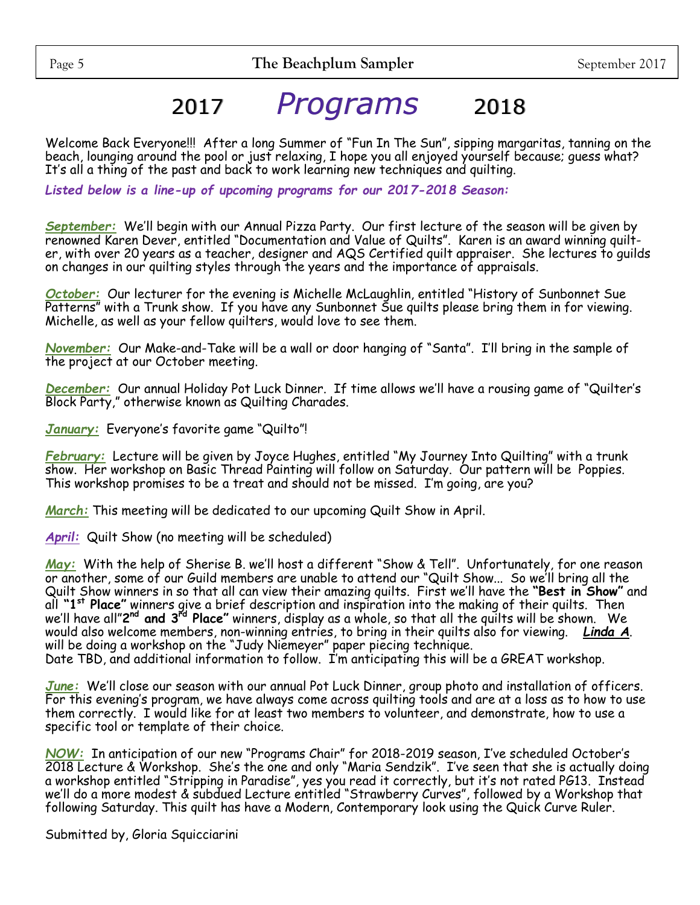# 2017 *Programs* 2018

Welcome Back Everyone!!! After a long Summer of "Fun In The Sun", sipping margaritas, tanning on the beach, lounging around the pool or just relaxing, I hope you all enjoyed yourself because; guess what? It's all a thing of the past and back to work learning new techniques and quilting.

***Listed below is a line-up of upcoming programs for our 2017-2018 Season:***

***September:*** We'll begin with our Annual Pizza Party. Our first lecture of the season will be given by renowned Karen Dever, entitled "Documentation and Value of Quilts". Karen is an award winning quilter, with over 20 years as a teacher, designer and AQS Certified quilt appraiser. She lectures to guilds on changes in our quilting styles through the years and the importance of appraisals.

***October:*** Our lecturer for the evening is Michelle McLaughlin, entitled "History of Sunbonnet Sue Patterns" with a Trunk show. If you have any Sunbonnet Sue quilts please bring them in for viewing. Michelle, as well as your fellow quilters, would love to see them.

***November:*** Our Make-and-Take will be a wall or door hanging of "Santa". I'll bring in the sample of the project at our October meeting.

***December:*** Our annual Holiday Pot Luck Dinner. If time allows we'll have a rousing game of "Quilter's Block Party," otherwise known as Quilting Charades.

***January:*** Everyone's favorite game "Quilto"!

***February:*** Lecture will be given by Joyce Hughes, entitled "My Journey Into Quilting" with a trunk show. Her workshop on Basic Thread Painting will follow on Saturday. Our pattern will be Poppies. This workshop promises to be a treat and should not be missed. I'm going, are you?

***March:*** This meeting will be dedicated to our upcoming Quilt Show in April.

***April:*** Quilt Show (no meeting will be scheduled)

***May:*** With the help of Sherise B. we'll host a different "Show & Tell". Unfortunately, for one reason or another, some of our Guild members are unable to attend our "Quilt Show… So we'll bring all the Quilt Show winners in so that all can view their amazing quilts. First we'll have the **"Best in Show"** and all **"1st Place"** winners give a brief description and inspiration into the making of their quilts. Then we'll have all"**2nd and 3rd Place"** winners, display as a whole, so that all the quilts will be shown. We would also welcome members, non-winning entries, to bring in their quilts also for viewing. ***Linda A***. will be doing a workshop on the "Judy Niemeyer" paper piecing technique.
Date TBD, and additional information to follow. I'm anticipating this will be a GREAT workshop.

***June:*** We'll close our season with our annual Pot Luck Dinner, group photo and installation of officers. For this evening's program, we have always come across quilting tools and are at a loss as to how to use them correctly. I would like for at least two members to volunteer, and demonstrate, how to use a specific tool or template of their choice.

***NOW:*** In anticipation of our new "Programs Chair" for 2018-2019 season, I've scheduled October's 2018 Lecture & Workshop. She's the one and only "Maria Sendzik". I've seen that she is actually doing a workshop entitled "Stripping in Paradise", yes you read it correctly, but it's not rated PG13. Instead we'll do a more modest & subdued Lecture entitled "Strawberry Curves", followed by a Workshop that following Saturday. This quilt has have a Modern, Contemporary look using the Quick Curve Ruler.

Submitted by, Gloria Squicciarini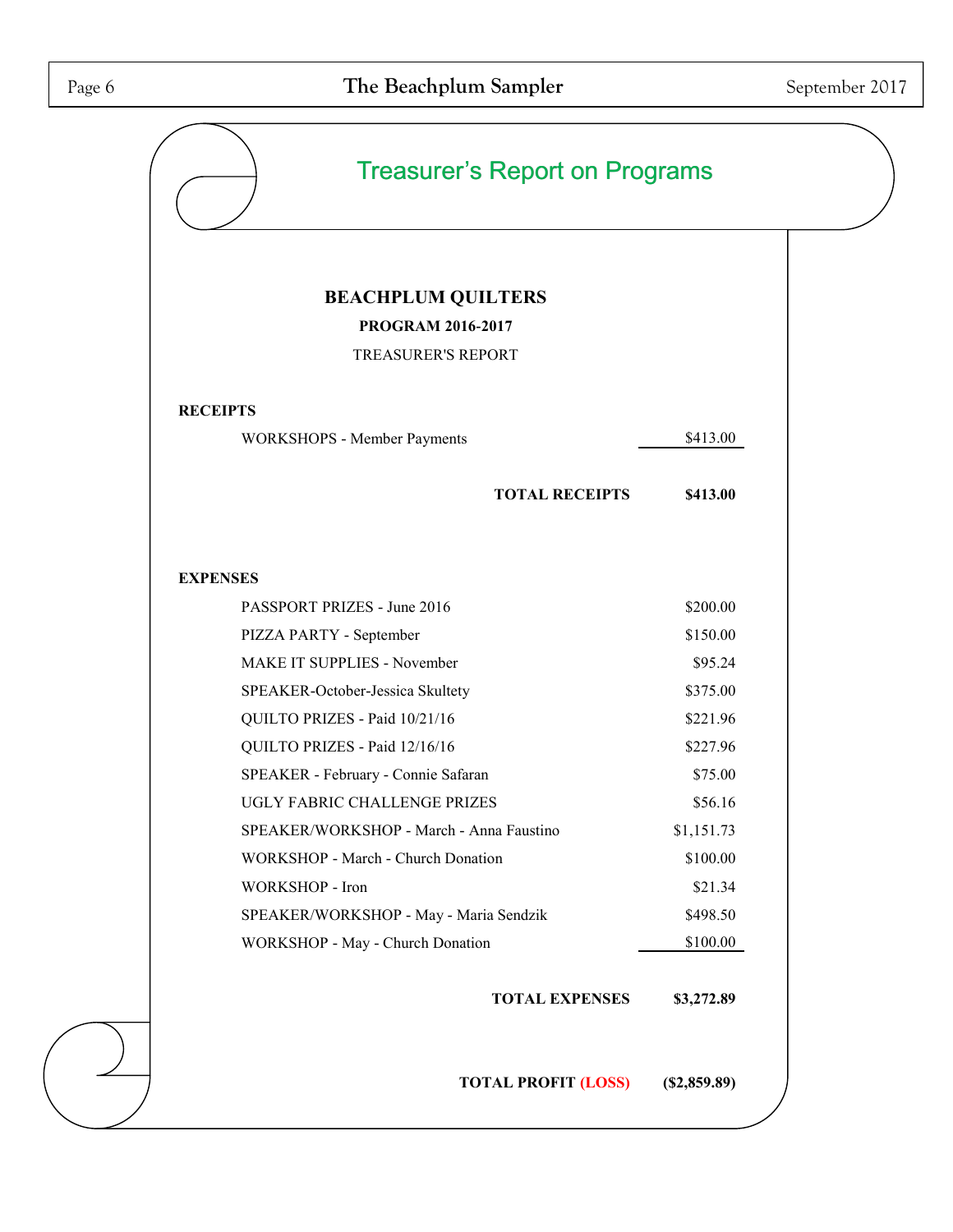# Treasurer's Report on Programs

**BEACHPLUM QUILTERS**

**PROGRAM 2016-2017**

TREASURER'S REPORT

**RECEIPTS**

| | |
|---|---|
| WORKSHOPS - Member Payments | $413.00 |
| **TOTAL RECEIPTS** | **$413.00** |

**EXPENSES**

| | |
|---|---|
| PASSPORT PRIZES - June 2016 | $200.00 |
| PIZZA PARTY - September | $150.00 |
| MAKE IT SUPPLIES - November | $95.24 |
| SPEAKER-October-Jessica Skultety | $375.00 |
| QUILTO PRIZES - Paid 10/21/16 | $221.96 |
| QUILTO PRIZES - Paid 12/16/16 | $227.96 |
| SPEAKER - February - Connie Safaran | $75.00 |
| UGLY FABRIC CHALLENGE PRIZES | $56.16 |
| SPEAKER/WORKSHOP - March - Anna Faustino | $1,151.73 |
| WORKSHOP - March - Church Donation | $100.00 |
| WORKSHOP - Iron | $21.34 |
| SPEAKER/WORKSHOP - May - Maria Sendzik | $498.50 |
| WORKSHOP - May - Church Donation | $100.00 |
| **TOTAL EXPENSES** | **$3,272.89** |

| | |
|---|---|
| **TOTAL PROFIT (LOSS)** | **($2,859.89)** |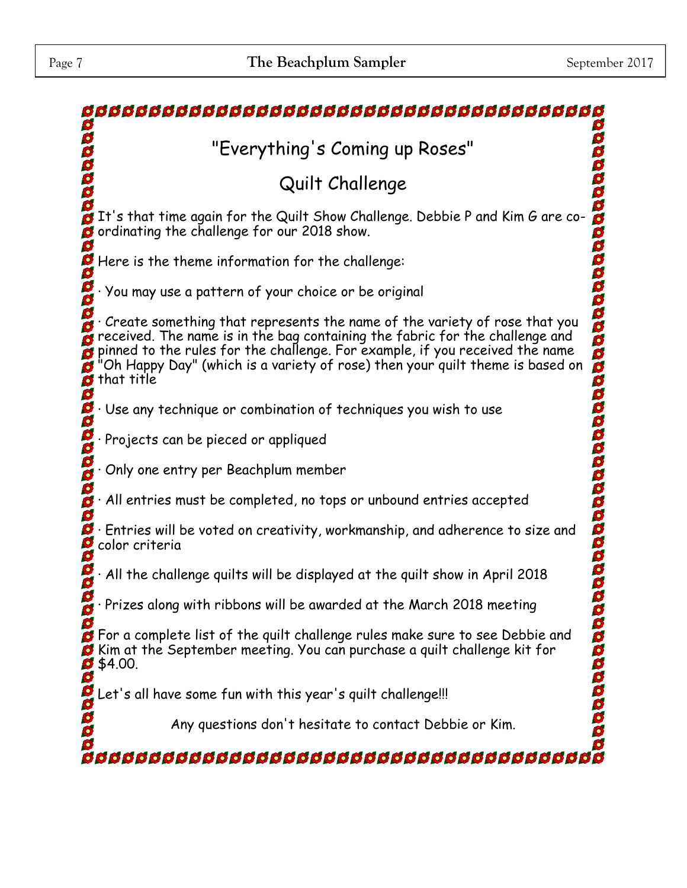# "Everything's Coming up Roses"

# Quilt Challenge

It's that time again for the Quilt Show Challenge. Debbie P and Kim G are co-ordinating the challenge for our 2018 show.

Here is the theme information for the challenge:

· You may use a pattern of your choice or be original

· Create something that represents the name of the variety of rose that you received. The name is in the bag containing the fabric for the challenge and pinned to the rules for the challenge. For example, if you received the name "Oh Happy Day" (which is a variety of rose) then your quilt theme is based on that title

· Use any technique or combination of techniques you wish to use

· Projects can be pieced or appliqued

· Only one entry per Beachplum member

· All entries must be completed, no tops or unbound entries accepted

· Entries will be voted on creativity, workmanship, and adherence to size and color criteria

· All the challenge quilts will be displayed at the quilt show in April 2018

· Prizes along with ribbons will be awarded at the March 2018 meeting

For a complete list of the quilt challenge rules make sure to see Debbie and Kim at the September meeting. You can purchase a quilt challenge kit for $4.00.

Let's all have some fun with this year's quilt challenge!!!

Any questions don't hesitate to contact Debbie or Kim.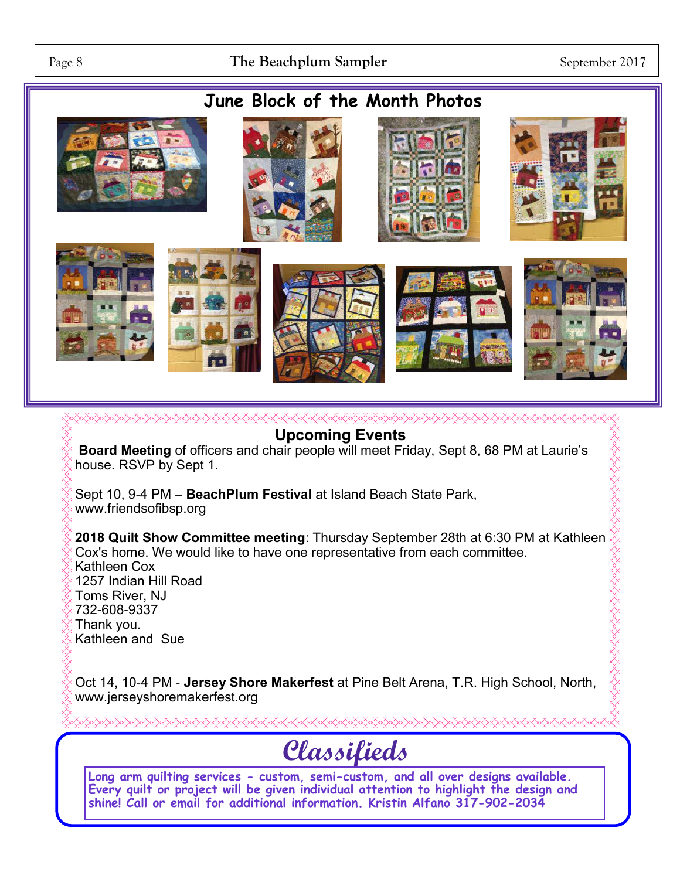## June Block of the Month Photos

### Upcoming Events

**Board Meeting** of officers and chair people will meet Friday, Sept 8, 68 PM at Laurie's house. RSVP by Sept 1.

Sept 10, 9-4 PM – **BeachPlum Festival** at Island Beach State Park, www.friendsofibsp.org

**2018 Quilt Show Committee meeting**: Thursday September 28th at 6:30 PM at Kathleen Cox's home. We would like to have one representative from each committee.
Kathleen Cox
1257 Indian Hill Road
Toms River, NJ
732-608-9337
Thank you.
Kathleen and Sue

Oct 14, 10-4 PM - **Jersey Shore Makerfest** at Pine Belt Arena, T.R. High School, North, www.jerseyshoremakerfest.org

## Classifieds

Long arm quilting services - custom, semi-custom, and all over designs available. Every quilt or project will be given individual attention to highlight the design and shine! Call or email for additional information. Kristin Alfano 317-902-2034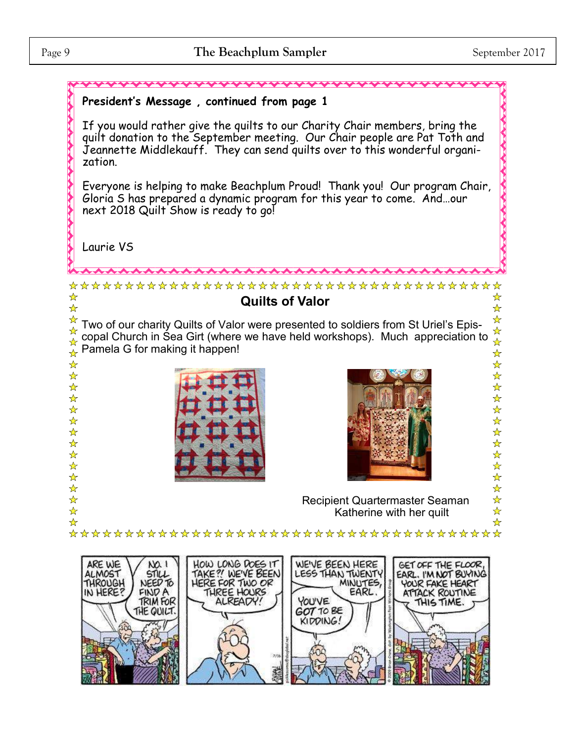**President's Message , continued from page 1**

If you would rather give the quilts to our Charity Chair members, bring the quilt donation to the September meeting. Our Chair people are Pat Toth and Jeannette Middlekauff. They can send quilts over to this wonderful organization.

Everyone is helping to make Beachplum Proud! Thank you! Our program Chair, Gloria S has prepared a dynamic program for this year to come. And…our next 2018 Quilt Show is ready to go!

Laurie VS

## Quilts of Valor

Two of our charity Quilts of Valor were presented to soldiers from St Uriel's Episcopal Church in Sea Girt (where we have held workshops). Much appreciation to Pamela G for making it happen!

Recipient Quartermaster Seaman Katherine with her quilt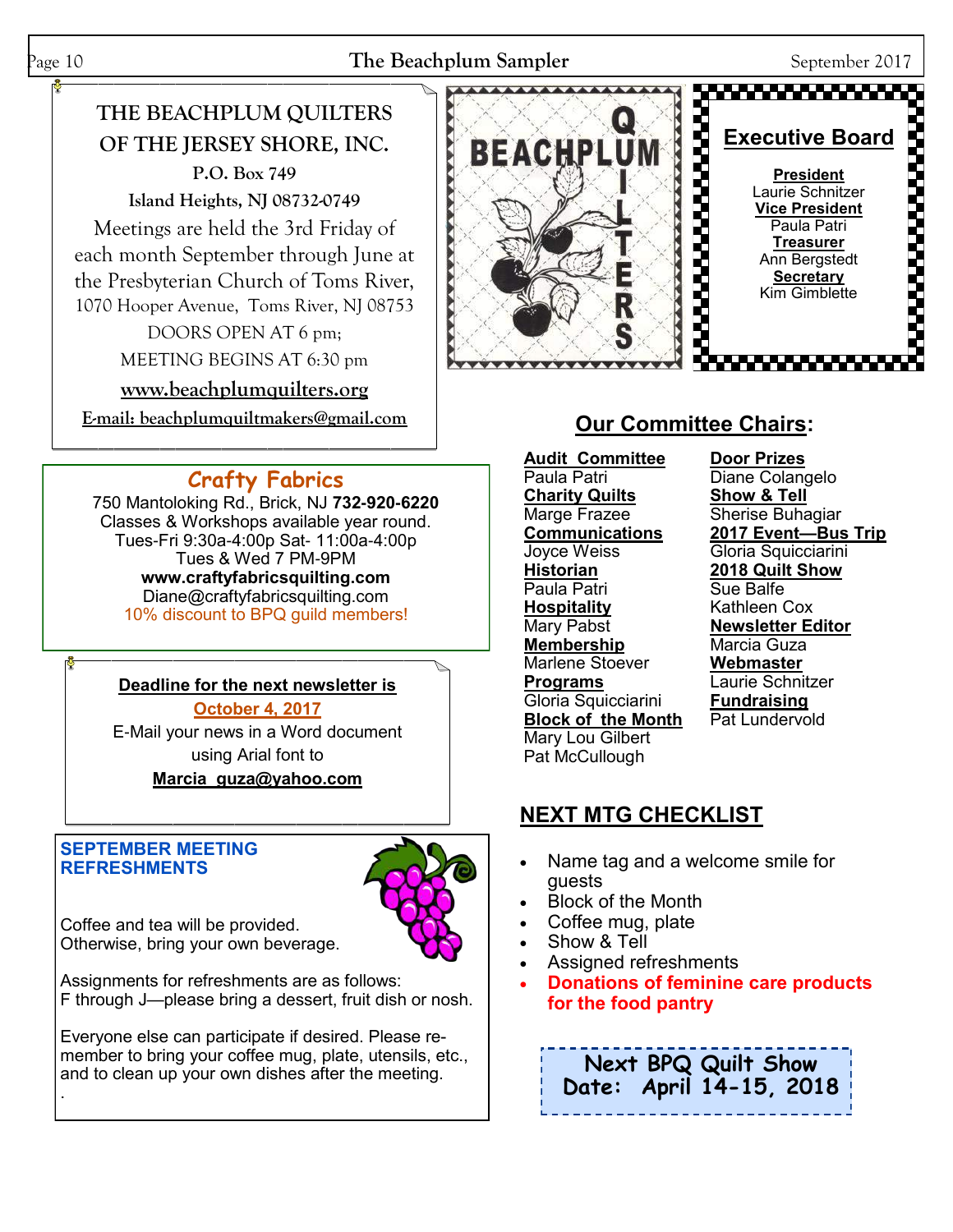## THE BEACHPLUM QUILTERS OF THE JERSEY SHORE, INC.

P.O. Box 749

Island Heights, NJ 08732-0749

Meetings are held the 3rd Friday of each month September through June at the Presbyterian Church of Toms River, 1070 Hooper Avenue, Toms River, NJ 08753

DOORS OPEN AT 6 pm;

MEETING BEGINS AT 6:30 pm

www.beachplumquilters.org

E-mail: beachplumquiltmakers@gmail.com

## Crafty Fabrics

750 Mantoloking Rd., Brick, NJ **732-920-6220**

Classes & Workshops available year round.

Tues-Fri 9:30a-4:00p Sat- 11:00a-4:00p

Tues & Wed 7 PM-9PM

**www.craftyfabricsquilting.com**

Diane@craftyfabricsquilting.com

10% discount to BPQ guild members!

**Deadline for the next newsletter is**

**October 4, 2017**

E-Mail your news in a Word document using Arial font to

**Marcia_guza@yahoo.com**

## SEPTEMBER MEETING REFRESHMENTS

Coffee and tea will be provided. Otherwise, bring your own beverage.

Assignments for refreshments are as follows:
F through J—please bring a dessert, fruit dish or nosh.

Everyone else can participate if desired. Please remember to bring your coffee mug, plate, utensils, etc., and to clean up your own dishes after the meeting.

.

BEACHPLUM QUILTERS

## Executive Board

**President**
Laurie Schnitzer

**Vice President**
Paula Patri

**Treasurer**
Ann Bergstedt

**Secretary**
Kim Gimblette

## Our Committee Chairs:

**Audit Committee**
Paula Patri

**Charity Quilts**
Marge Frazee

**Communications**
Joyce Weiss

**Historian**
Paula Patri

**Hospitality**
Mary Pabst

**Membership**
Marlene Stoever

**Programs**
Gloria Squicciarini

**Block of the Month**
Mary Lou Gilbert
Pat McCullough

**Door Prizes**
Diane Colangelo

**Show & Tell**
Sherise Buhagiar

**2017 Event—Bus Trip**
Gloria Squicciarini

**2018 Quilt Show**
Sue Balfe
Kathleen Cox

**Newsletter Editor**
Marcia Guza

**Webmaster**
Laurie Schnitzer

**Fundraising**
Pat Lundervold

## NEXT MTG CHECKLIST

- Name tag and a welcome smile for guests
- Block of the Month
- Coffee mug, plate
- Show & Tell
- Assigned refreshments
- **Donations of feminine care products for the food pantry**

**Next BPQ Quilt Show**
**Date: April 14-15, 2018**